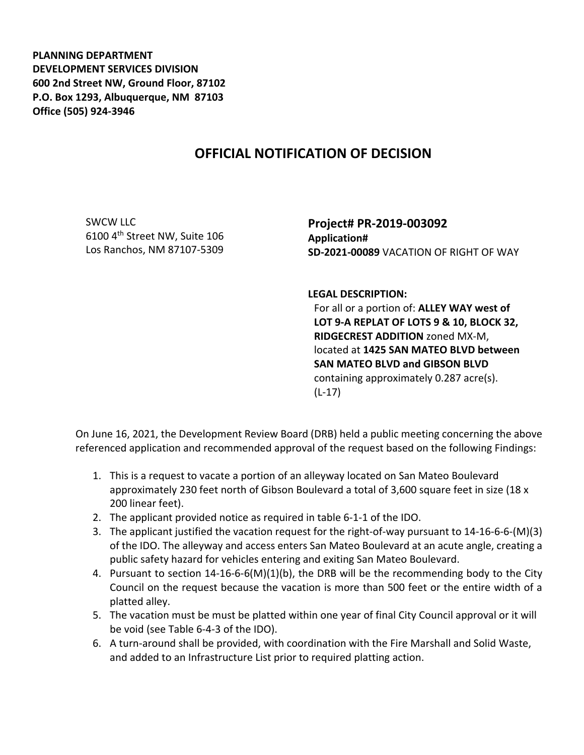**PLANNING DEPARTMENT**
**DEVELOPMENT SERVICES DIVISION**
**600 2nd Street NW, Ground Floor, 87102**
**P.O. Box 1293, Albuquerque, NM 87103**
**Office (505) 924-3946**

# OFFICIAL NOTIFICATION OF DECISION

SWCW LLC
6100 4th Street NW, Suite 106
Los Ranchos, NM 87107-5309

**Project# PR-2019-003092**
**Application#**
**SD-2021-00089** VACATION OF RIGHT OF WAY

**LEGAL DESCRIPTION:**
For all or a portion of: **ALLEY WAY west of LOT 9-A REPLAT OF LOTS 9 & 10, BLOCK 32, RIDGECREST ADDITION** zoned MX-M, located at **1425 SAN MATEO BLVD between SAN MATEO BLVD and GIBSON BLVD** containing approximately 0.287 acre(s). (L-17)

On June 16, 2021, the Development Review Board (DRB) held a public meeting concerning the above referenced application and recommended approval of the request based on the following Findings:

1. This is a request to vacate a portion of an alleyway located on San Mateo Boulevard approximately 230 feet north of Gibson Boulevard a total of 3,600 square feet in size (18 x 200 linear feet).
2. The applicant provided notice as required in table 6-1-1 of the IDO.
3. The applicant justified the vacation request for the right-of-way pursuant to 14-16-6-(M)(3) of the IDO. The alleyway and access enters San Mateo Boulevard at an acute angle, creating a public safety hazard for vehicles entering and exiting San Mateo Boulevard.
4. Pursuant to section 14-16-6-6(M)(1)(b), the DRB will be the recommending body to the City Council on the request because the vacation is more than 500 feet or the entire width of a platted alley.
5. The vacation must be must be platted within one year of final City Council approval or it will be void (see Table 6-4-3 of the IDO).
6. A turn-around shall be provided, with coordination with the Fire Marshall and Solid Waste, and added to an Infrastructure List prior to required platting action.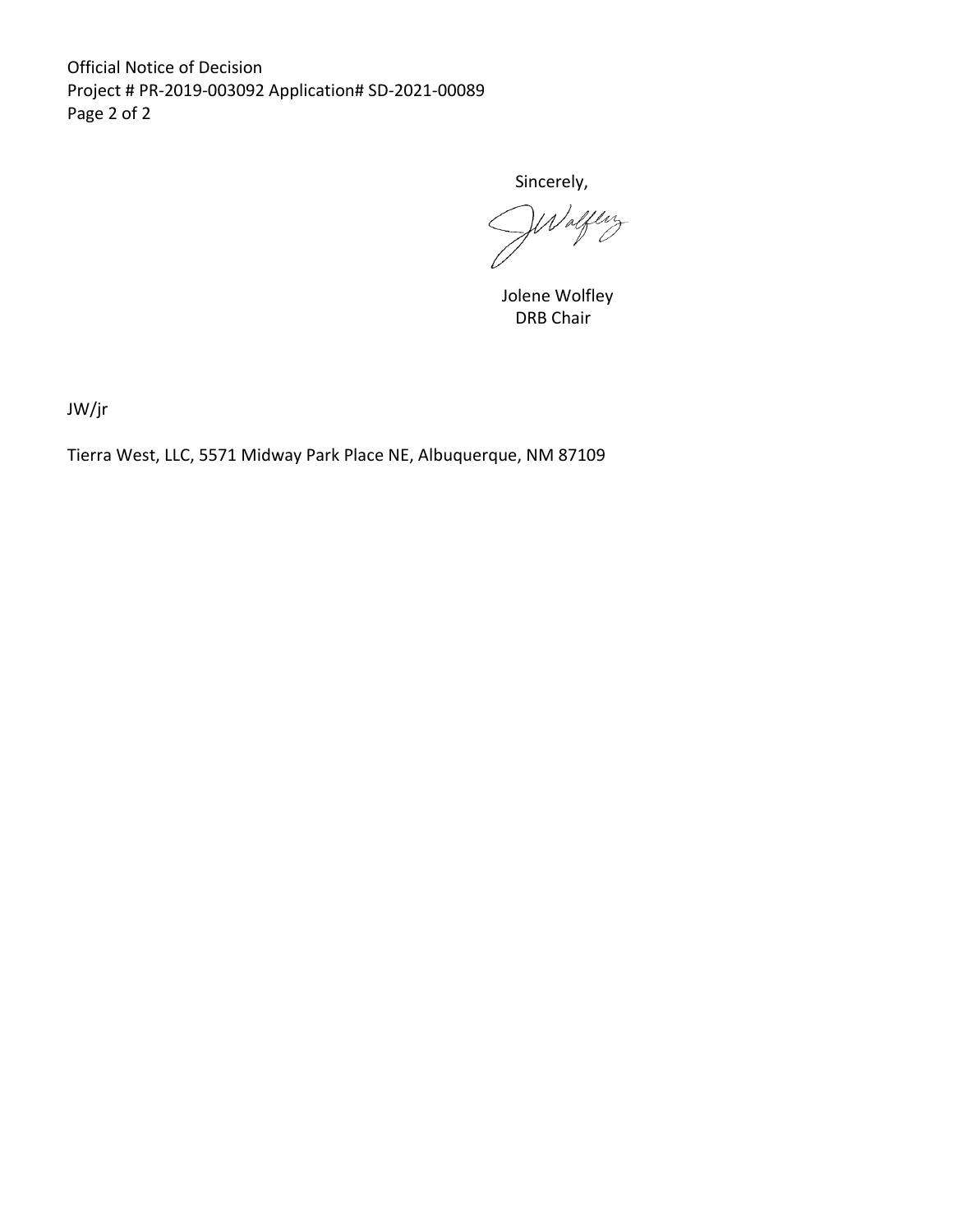Sincerely,

Jolene Wolfley
DRB Chair

JW/jr

Tierra West, LLC, 5571 Midway Park Place NE, Albuquerque, NM 87109